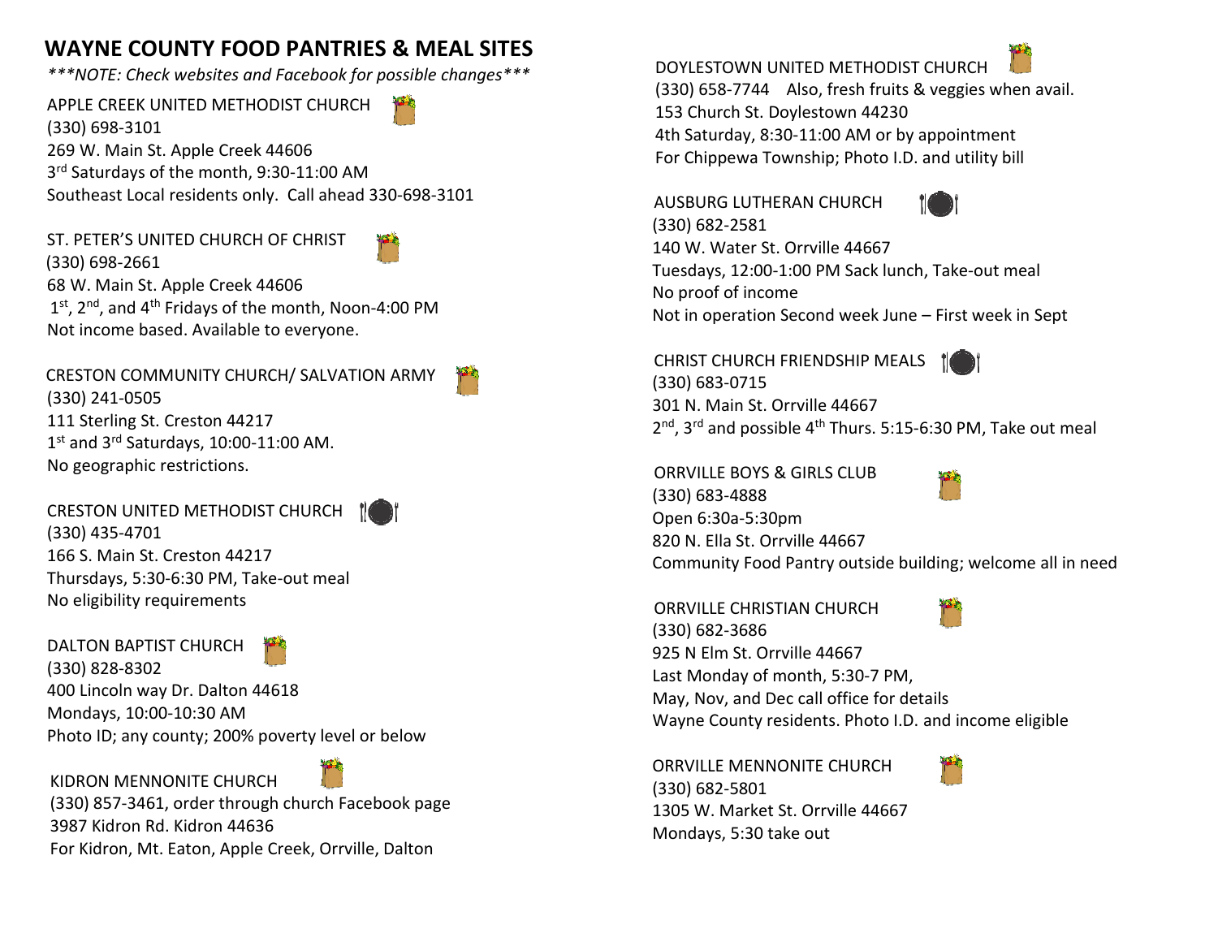# WAYNE COUNTY FOOD PANTRIES & MEAL SITES

****\*NOTE: Check websites and Facebook for possible changes\****

APPLE CREEK UNITED METHODIST CHURCH
(330) 698-3101
269 W. Main St. Apple Creek 44606
3rd Saturdays of the month, 9:30-11:00 AM
Southeast Local residents only. Call ahead 330-698-3101

ST. PETER'S UNITED CHURCH OF CHRIST
(330) 698-2661
68 W. Main St. Apple Creek 44606
1st, 2nd, and 4th Fridays of the month, Noon-4:00 PM
Not income based. Available to everyone.

CRESTON COMMUNITY CHURCH/ SALVATION ARMY
(330) 241-0505
111 Sterling St. Creston 44217
1st and 3rd Saturdays, 10:00-11:00 AM.
No geographic restrictions.

CRESTON UNITED METHODIST CHURCH
(330) 435-4701
166 S. Main St. Creston 44217
Thursdays, 5:30-6:30 PM, Take-out meal
No eligibility requirements

DALTON BAPTIST CHURCH
(330) 828-8302
400 Lincoln way Dr. Dalton 44618
Mondays, 10:00-10:30 AM
Photo ID; any county; 200% poverty level or below

KIDRON MENNONITE CHURCH
(330) 857-3461, order through church Facebook page
3987 Kidron Rd. Kidron 44636
For Kidron, Mt. Eaton, Apple Creek, Orrville, Dalton

DOYLESTOWN UNITED METHODIST CHURCH
(330) 658-7744 Also, fresh fruits & veggies when avail.
153 Church St. Doylestown 44230
4th Saturday, 8:30-11:00 AM or by appointment
For Chippewa Township; Photo I.D. and utility bill

AUSBURG LUTHERAN CHURCH
(330) 682-2581
140 W. Water St. Orrville 44667
Tuesdays, 12:00-1:00 PM Sack lunch, Take-out meal
No proof of income
Not in operation Second week June – First week in Sept

CHRIST CHURCH FRIENDSHIP MEALS
(330) 683-0715
301 N. Main St. Orrville 44667
2nd, 3rd and possible 4th Thurs. 5:15-6:30 PM, Take out meal

ORRVILLE BOYS & GIRLS CLUB
(330) 683-4888
Open 6:30a-5:30pm
820 N. Ella St. Orrville 44667
Community Food Pantry outside building; welcome all in need

ORRVILLE CHRISTIAN CHURCH
(330) 682-3686
925 N Elm St. Orrville 44667
Last Monday of month, 5:30-7 PM,
May, Nov, and Dec call office for details
Wayne County residents. Photo I.D. and income eligible

ORRVILLE MENNONITE CHURCH
(330) 682-5801
1305 W. Market St. Orrville 44667
Mondays, 5:30 take out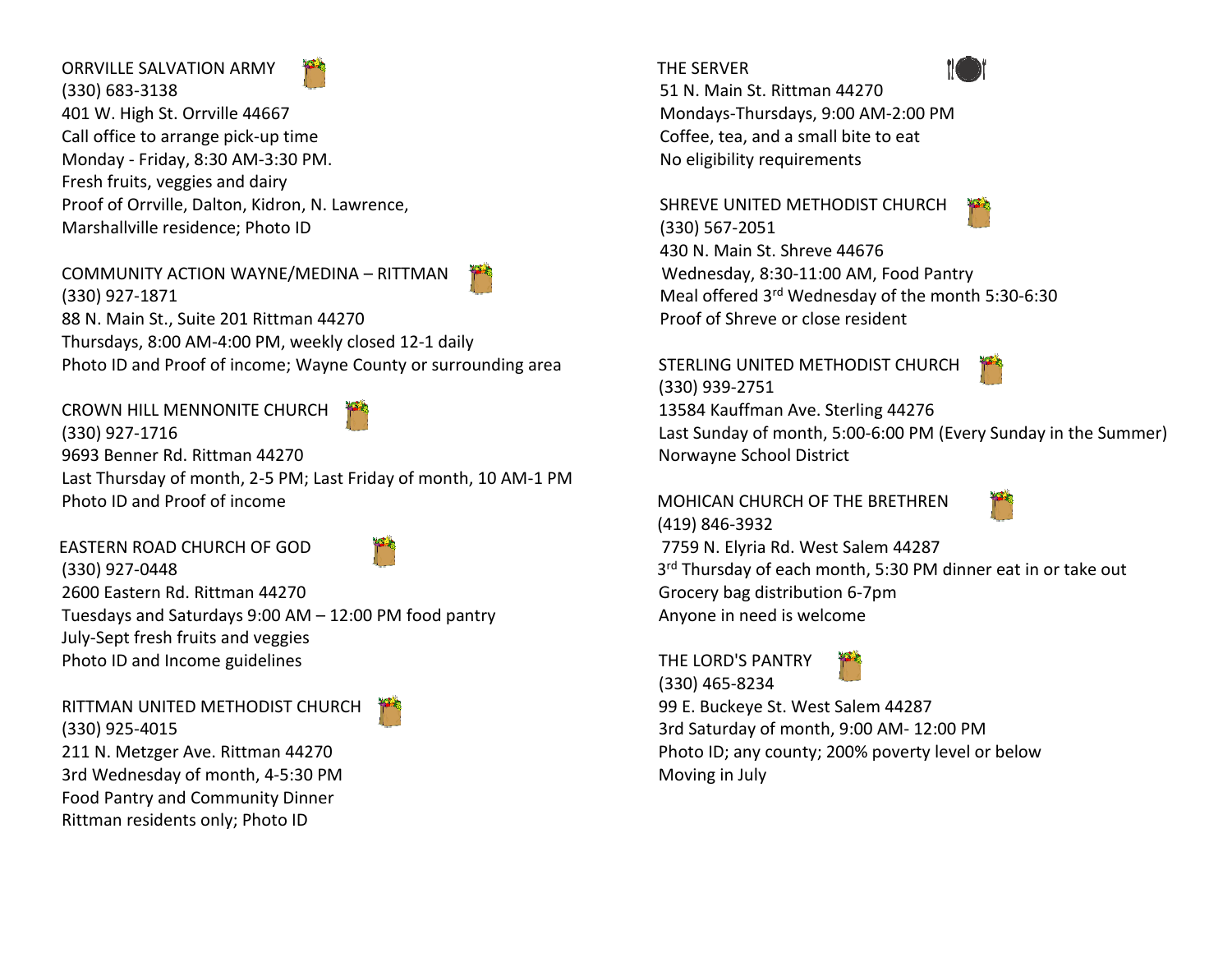ORRVILLE SALVATION ARMY
(330) 683-3138
401 W. High St. Orrville 44667
Call office to arrange pick-up time
Monday - Friday, 8:30 AM-3:30 PM.
Fresh fruits, veggies and dairy
Proof of Orrville, Dalton, Kidron, N. Lawrence, Marshallville residence; Photo ID

COMMUNITY ACTION WAYNE/MEDINA – RITTMAN
(330) 927-1871
88 N. Main St., Suite 201 Rittman 44270
Thursdays, 8:00 AM-4:00 PM, weekly closed 12-1 daily
Photo ID and Proof of income; Wayne County or surrounding area

CROWN HILL MENNONITE CHURCH
(330) 927-1716
9693 Benner Rd. Rittman 44270
Last Thursday of month, 2-5 PM; Last Friday of month, 10 AM-1 PM
Photo ID and Proof of income

EASTERN ROAD CHURCH OF GOD
(330) 927-0448
2600 Eastern Rd. Rittman 44270
Tuesdays and Saturdays 9:00 AM – 12:00 PM food pantry
July-Sept fresh fruits and veggies
Photo ID and Income guidelines

RITTMAN UNITED METHODIST CHURCH
(330) 925-4015
211 N. Metzger Ave. Rittman 44270
3rd Wednesday of month, 4-5:30 PM
Food Pantry and Community Dinner
Rittman residents only; Photo ID

THE SERVER
51 N. Main St. Rittman 44270
Mondays-Thursdays, 9:00 AM-2:00 PM
Coffee, tea, and a small bite to eat
No eligibility requirements

SHREVE UNITED METHODIST CHURCH
(330) 567-2051
430 N. Main St. Shreve 44676
Wednesday, 8:30-11:00 AM, Food Pantry
Meal offered 3rd Wednesday of the month 5:30-6:30
Proof of Shreve or close resident

STERLING UNITED METHODIST CHURCH
(330) 939-2751
13584 Kauffman Ave. Sterling 44276
Last Sunday of month, 5:00-6:00 PM (Every Sunday in the Summer)
Norwayne School District

MOHICAN CHURCH OF THE BRETHREN
(419) 846-3932
7759 N. Elyria Rd. West Salem 44287
3rd Thursday of each month, 5:30 PM dinner eat in or take out
Grocery bag distribution 6-7pm
Anyone in need is welcome

THE LORD'S PANTRY
(330) 465-8234
99 E. Buckeye St. West Salem 44287
3rd Saturday of month, 9:00 AM- 12:00 PM
Photo ID; any county; 200% poverty level or below
Moving in July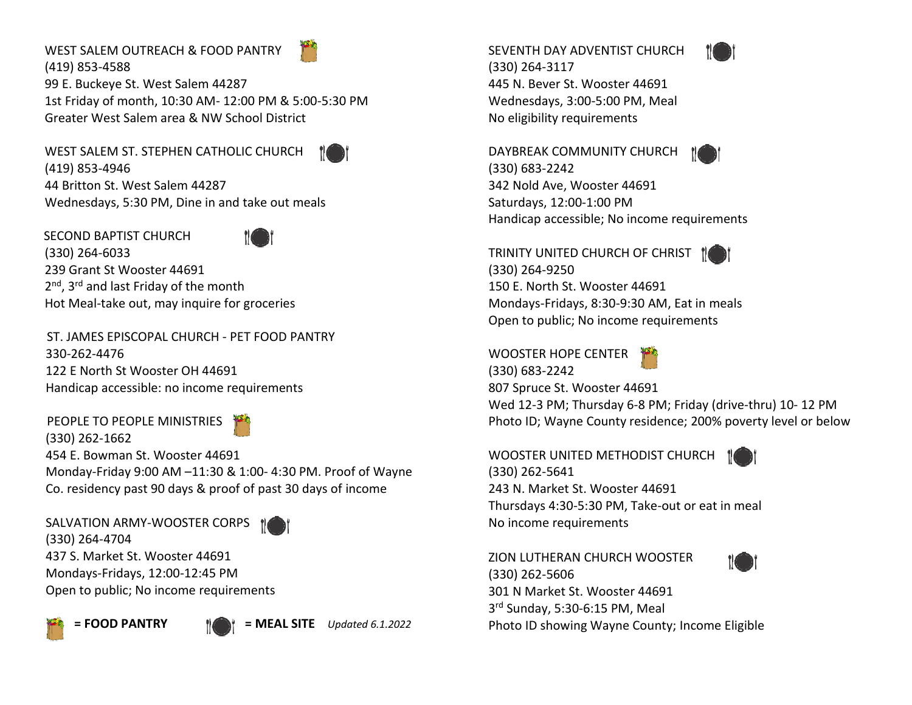WEST SALEM OUTREACH & FOOD PANTRY
(419) 853-4588
99 E. Buckeye St. West Salem 44287
1st Friday of month, 10:30 AM- 12:00 PM & 5:00-5:30 PM
Greater West Salem area & NW School District

WEST SALEM ST. STEPHEN CATHOLIC CHURCH
(419) 853-4946
44 Britton St. West Salem 44287
Wednesdays, 5:30 PM, Dine in and take out meals

SECOND BAPTIST CHURCH
(330) 264-6033
239 Grant St Wooster 44691
2nd, 3rd and last Friday of the month
Hot Meal-take out, may inquire for groceries

ST. JAMES EPISCOPAL CHURCH - PET FOOD PANTRY
330-262-4476
122 E North St Wooster OH 44691
Handicap accessible: no income requirements

PEOPLE TO PEOPLE MINISTRIES
(330) 262-1662
454 E. Bowman St. Wooster 44691
Monday-Friday 9:00 AM –11:30 & 1:00- 4:30 PM. Proof of Wayne Co. residency past 90 days & proof of past 30 days of income

SALVATION ARMY-WOOSTER CORPS
(330) 264-4704
437 S. Market St. Wooster 44691
Mondays-Fridays, 12:00-12:45 PM
Open to public; No income requirements

**= FOOD PANTRY** **= MEAL SITE** *Updated 6.1.2022*

SEVENTH DAY ADVENTIST CHURCH
(330) 264-3117
445 N. Bever St. Wooster 44691
Wednesdays, 3:00-5:00 PM, Meal
No eligibility requirements

DAYBREAK COMMUNITY CHURCH
(330) 683-2242
342 Nold Ave, Wooster 44691
Saturdays, 12:00-1:00 PM
Handicap accessible; No income requirements

TRINITY UNITED CHURCH OF CHRIST
(330) 264-9250
150 E. North St. Wooster 44691
Mondays-Fridays, 8:30-9:30 AM, Eat in meals
Open to public; No income requirements

WOOSTER HOPE CENTER
(330) 683-2242
807 Spruce St. Wooster 44691
Wed 12-3 PM; Thursday 6-8 PM; Friday (drive-thru) 10- 12 PM
Photo ID; Wayne County residence; 200% poverty level or below

WOOSTER UNITED METHODIST CHURCH
(330) 262-5641
243 N. Market St. Wooster 44691
Thursdays 4:30-5:30 PM, Take-out or eat in meal
No income requirements

ZION LUTHERAN CHURCH WOOSTER
(330) 262-5606
301 N Market St. Wooster 44691
3rd Sunday, 5:30-6:15 PM, Meal
Photo ID showing Wayne County; Income Eligible